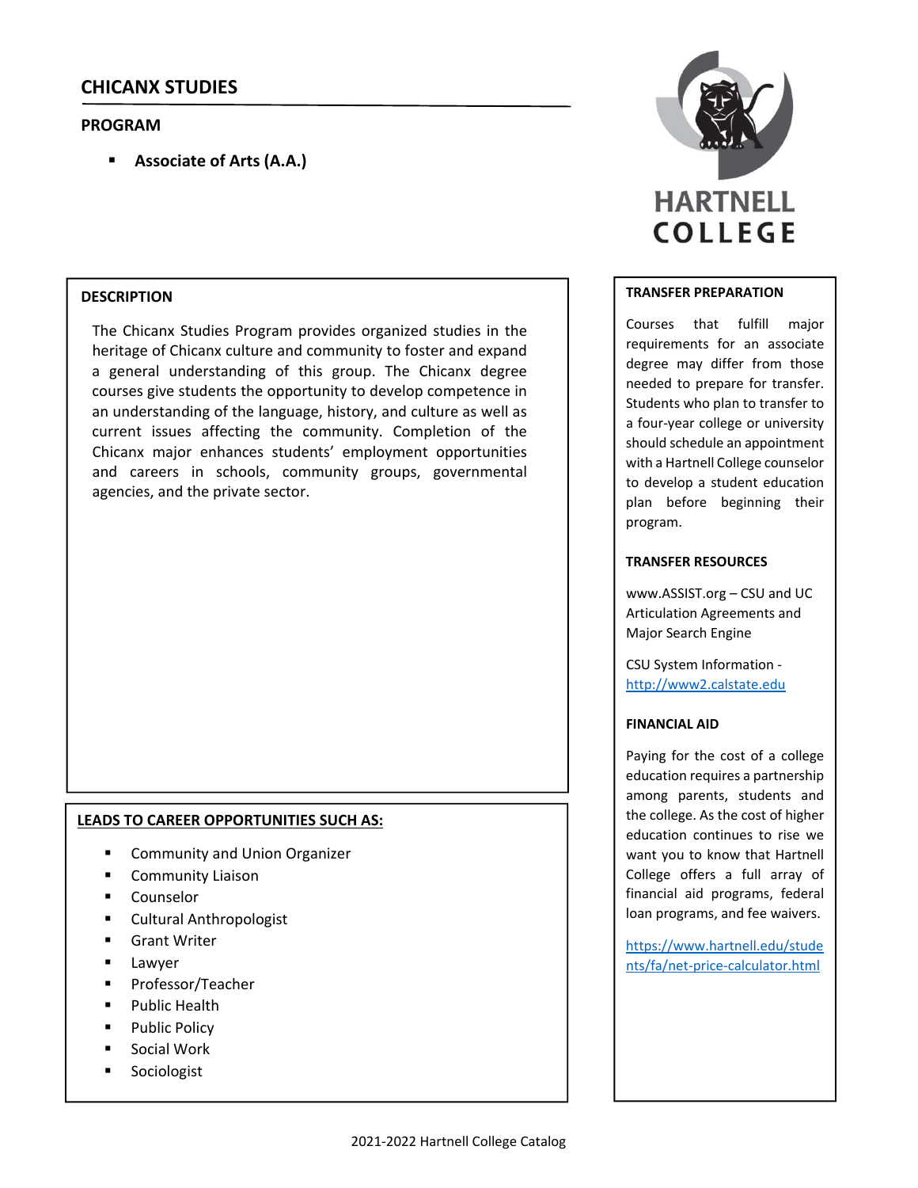# CHICANX STUDIES

## PROGRAM

- **Associate of Arts (A.A.)**

HARTNELL COLLEGE

### DESCRIPTION

The Chicanx Studies Program provides organized studies in the heritage of Chicanx culture and community to foster and expand a general understanding of this group. The Chicanx degree courses give students the opportunity to develop competence in an understanding of the language, history, and culture as well as current issues affecting the community. Completion of the Chicanx major enhances students' employment opportunities and careers in schools, community groups, governmental agencies, and the private sector.

### LEADS TO CAREER OPPORTUNITIES SUCH AS:

- Community and Union Organizer
- Community Liaison
- Counselor
- Cultural Anthropologist
- Grant Writer
- Lawyer
- Professor/Teacher
- Public Health
- Public Policy
- Social Work
- Sociologist

### TRANSFER PREPARATION

Courses that fulfill major requirements for an associate degree may differ from those needed to prepare for transfer. Students who plan to transfer to a four-year college or university should schedule an appointment with a Hartnell College counselor to develop a student education plan before beginning their program.

### TRANSFER RESOURCES

www.ASSIST.org – CSU and UC Articulation Agreements and Major Search Engine

CSU System Information - http://www2.calstate.edu

### FINANCIAL AID

Paying for the cost of a college education requires a partnership among parents, students and the college. As the cost of higher education continues to rise we want you to know that Hartnell College offers a full array of financial aid programs, federal loan programs, and fee waivers.

https://www.hartnell.edu/students/fa/net-price-calculator.html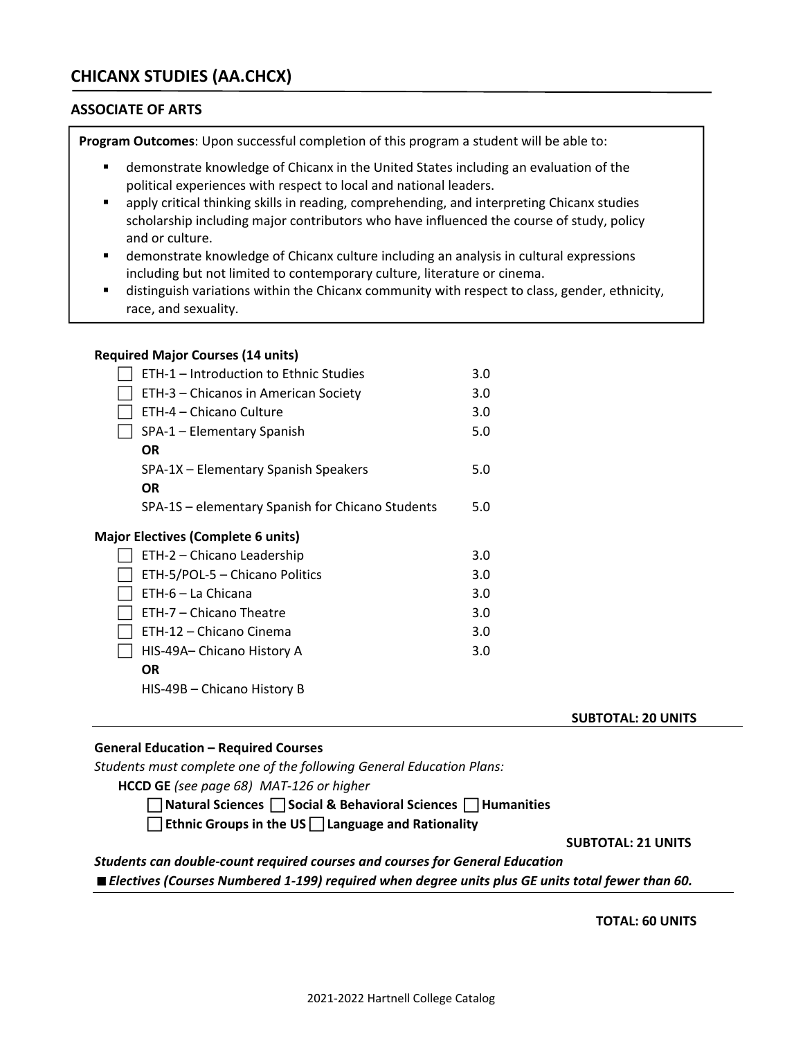# CHICANX STUDIES (AA.CHCX)

## ASSOCIATE OF ARTS

**Program Outcomes**: Upon successful completion of this program a student will be able to:

- demonstrate knowledge of Chicanx in the United States including an evaluation of the political experiences with respect to local and national leaders.
- apply critical thinking skills in reading, comprehending, and interpreting Chicanx studies scholarship including major contributors who have influenced the course of study, policy and or culture.
- demonstrate knowledge of Chicanx culture including an analysis in cultural expressions including but not limited to contemporary culture, literature or cinema.
- distinguish variations within the Chicanx community with respect to class, gender, ethnicity, race, and sexuality.

**Required Major Courses (14 units)**

| | |
|---|---|
| ☐ ETH-1 – Introduction to Ethnic Studies | 3.0 |
| ☐ ETH-3 – Chicanos in American Society | 3.0 |
| ☐ ETH-4 – Chicano Culture | 3.0 |
| ☐ SPA-1 – Elementary Spanish | 5.0 |
| **OR** | |
| SPA-1X – Elementary Spanish Speakers | 5.0 |
| **OR** | |
| SPA-1S – elementary Spanish for Chicano Students | 5.0 |

**Major Electives (Complete 6 units)**

| | |
|---|---|
| ☐ ETH-2 – Chicano Leadership | 3.0 |
| ☐ ETH-5/POL-5 – Chicano Politics | 3.0 |
| ☐ ETH-6 – La Chicana | 3.0 |
| ☐ ETH-7 – Chicano Theatre | 3.0 |
| ☐ ETH-12 – Chicano Cinema | 3.0 |
| ☐ HIS-49A– Chicano History A | 3.0 |
| **OR** | |
| HIS-49B – Chicano History B | |

**SUBTOTAL: 20 UNITS**

**General Education – Required Courses**

*Students must complete one of the following General Education Plans:*

**HCCD GE** *(see page 68) MAT-126 or higher*

☐ **Natural Sciences** ☐ **Social & Behavioral Sciences** ☐ **Humanities**

☐ **Ethnic Groups in the US** ☐ **Language and Rationality**

**SUBTOTAL: 21 UNITS**

***Students can double-count required courses and courses for General Education***

■ ***Electives (Courses Numbered 1-199) required when degree units plus GE units total fewer than 60.***

**TOTAL: 60 UNITS**